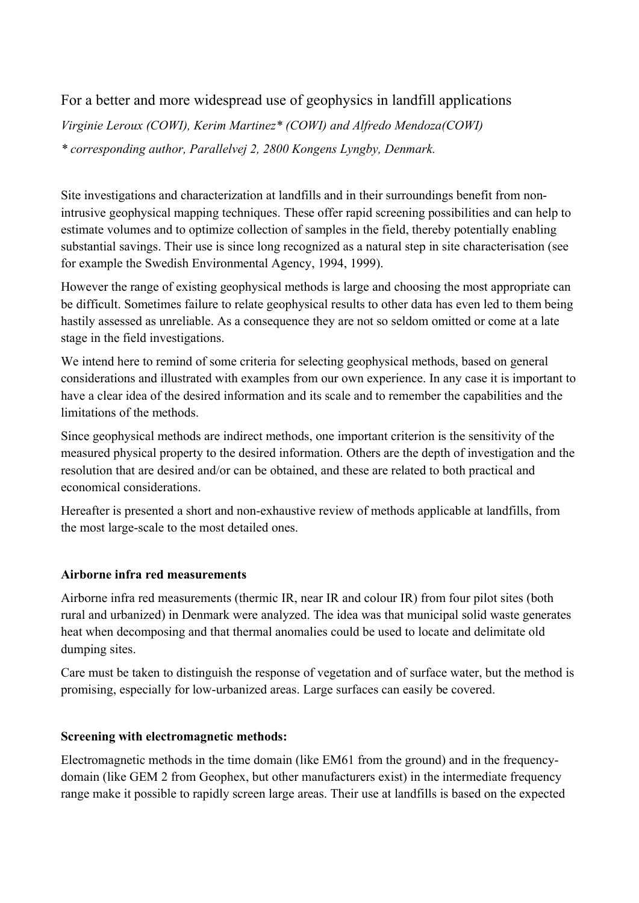# For a better and more widespread use of geophysics in landfill applications

*Virginie Leroux (COWI), Kerim Martinez\* (COWI) and Alfredo Mendoza(COWI)*

*\* corresponding author, Parallelvej 2, 2800 Kongens Lyngby, Denmark.*

Site investigations and characterization at landfills and in their surroundings benefit from non-intrusive geophysical mapping techniques. These offer rapid screening possibilities and can help to estimate volumes and to optimize collection of samples in the field, thereby potentially enabling substantial savings. Their use is since long recognized as a natural step in site characterisation (see for example the Swedish Environmental Agency, 1994, 1999).

However the range of existing geophysical methods is large and choosing the most appropriate can be difficult. Sometimes failure to relate geophysical results to other data has even led to them being hastily assessed as unreliable. As a consequence they are not so seldom omitted or come at a late stage in the field investigations.

We intend here to remind of some criteria for selecting geophysical methods, based on general considerations and illustrated with examples from our own experience. In any case it is important to have a clear idea of the desired information and its scale and to remember the capabilities and the limitations of the methods.

Since geophysical methods are indirect methods, one important criterion is the sensitivity of the measured physical property to the desired information. Others are the depth of investigation and the resolution that are desired and/or can be obtained, and these are related to both practical and economical considerations.

Hereafter is presented a short and non-exhaustive review of methods applicable at landfills, from the most large-scale to the most detailed ones.

**Airborne infra red measurements**

Airborne infra red measurements (thermic IR, near IR and colour IR) from four pilot sites (both rural and urbanized) in Denmark were analyzed. The idea was that municipal solid waste generates heat when decomposing and that thermal anomalies could be used to locate and delimitate old dumping sites.

Care must be taken to distinguish the response of vegetation and of surface water, but the method is promising, especially for low-urbanized areas. Large surfaces can easily be covered.

**Screening with electromagnetic methods:**

Electromagnetic methods in the time domain (like EM61 from the ground) and in the frequency-domain (like GEM 2 from Geophex, but other manufacturers exist) in the intermediate frequency range make it possible to rapidly screen large areas. Their use at landfills is based on the expected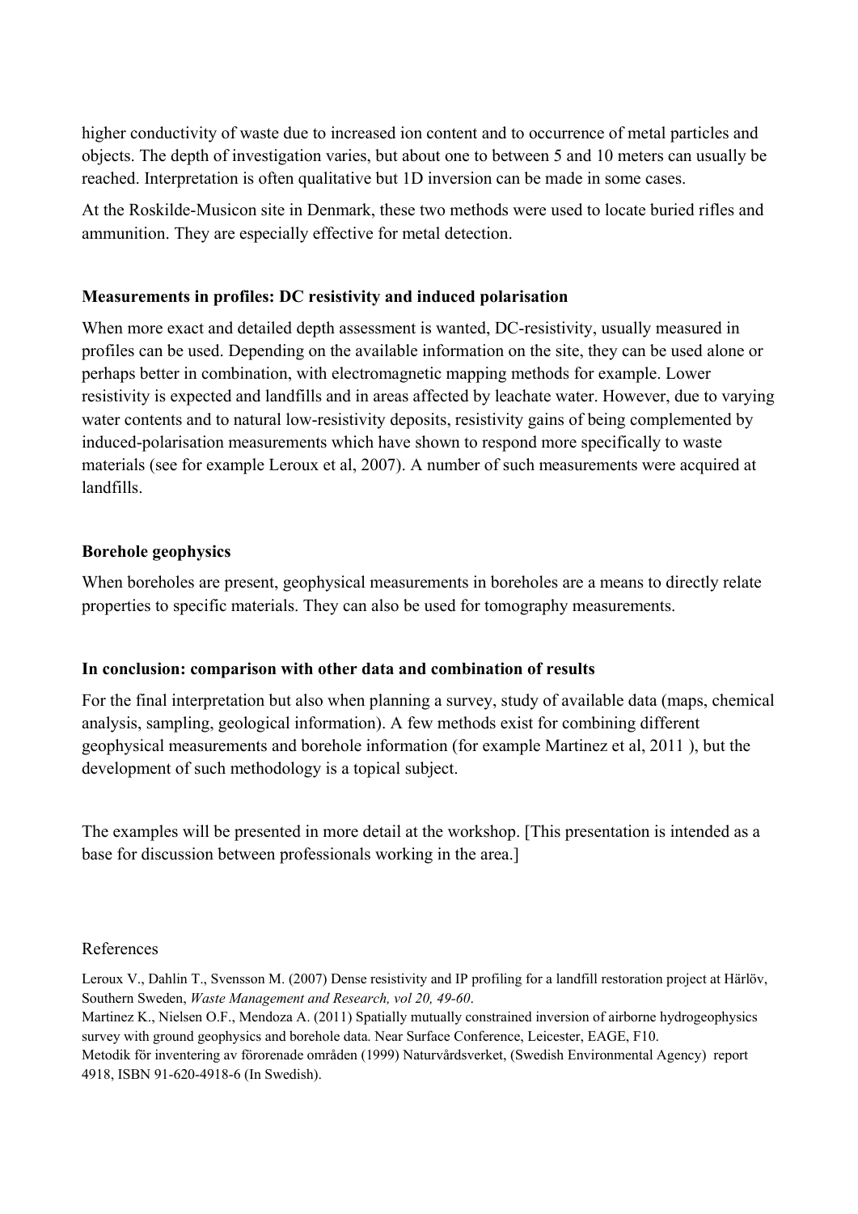higher conductivity of waste due to increased ion content and to occurrence of metal particles and objects. The depth of investigation varies, but about one to between 5 and 10 meters can usually be reached. Interpretation is often qualitative but 1D inversion can be made in some cases.

At the Roskilde-Musicon site in Denmark, these two methods were used to locate buried rifles and ammunition. They are especially effective for metal detection.

**Measurements in profiles: DC resistivity and induced polarisation**

When more exact and detailed depth assessment is wanted, DC-resistivity, usually measured in profiles can be used. Depending on the available information on the site, they can be used alone or perhaps better in combination, with electromagnetic mapping methods for example. Lower resistivity is expected and landfills and in areas affected by leachate water. However, due to varying water contents and to natural low-resistivity deposits, resistivity gains of being complemented by induced-polarisation measurements which have shown to respond more specifically to waste materials (see for example Leroux et al, 2007). A number of such measurements were acquired at landfills.

**Borehole geophysics**

When boreholes are present, geophysical measurements in boreholes are a means to directly relate properties to specific materials. They can also be used for tomography measurements.

**In conclusion: comparison with other data and combination of results**

For the final interpretation but also when planning a survey, study of available data (maps, chemical analysis, sampling, geological information). A few methods exist for combining different geophysical measurements and borehole information (for example Martinez et al, 2011 ), but the development of such methodology is a topical subject.

The examples will be presented in more detail at the workshop. [This presentation is intended as a base for discussion between professionals working in the area.]

References

Leroux V., Dahlin T., Svensson M. (2007) Dense resistivity and IP profiling for a landfill restoration project at Härlöv, Southern Sweden, *Waste Management and Research, vol 20, 49-60*.

Martinez K., Nielsen O.F., Mendoza A. (2011) Spatially mutually constrained inversion of airborne hydrogeophysics survey with ground geophysics and borehole data. Near Surface Conference, Leicester, EAGE, F10.

Metodik för inventering av förorenade områden (1999) Naturvårdsverket, (Swedish Environmental Agency) report 4918, ISBN 91-620-4918-6 (In Swedish).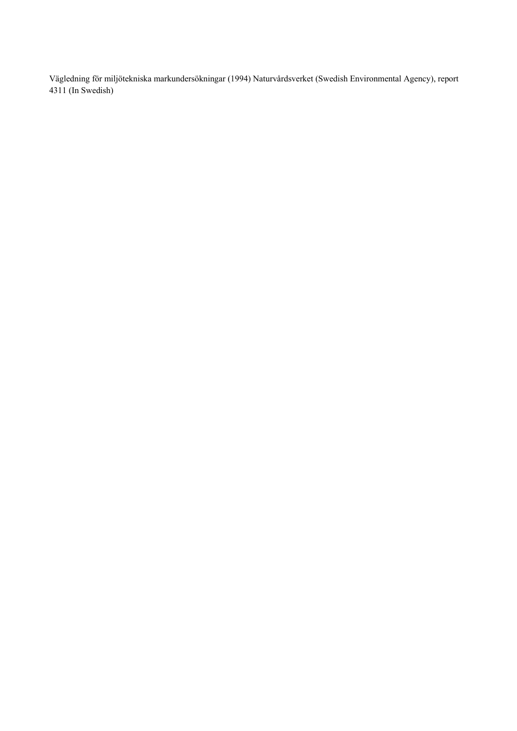Vägledning för miljötekniska markundersökningar (1994) Naturvårdsverket (Swedish Environmental Agency), report 4311 (In Swedish)